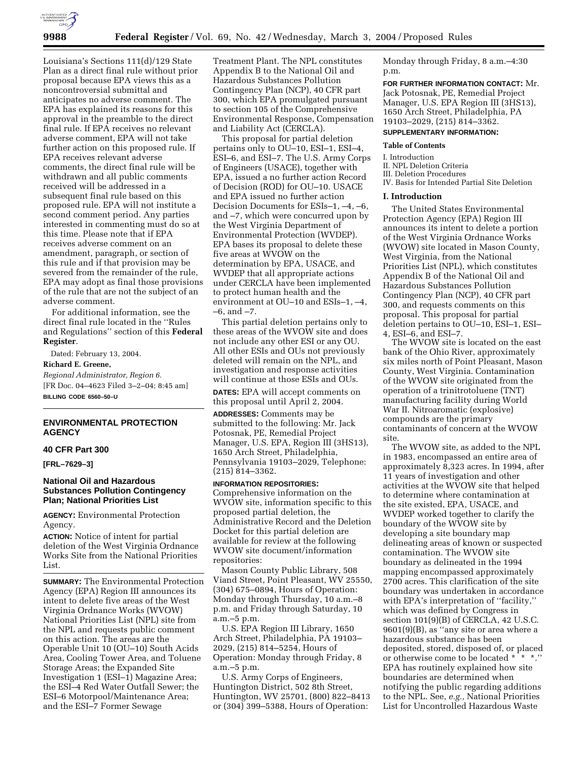Louisiana's Sections 111(d)/129 State Plan as a direct final rule without prior proposal because EPA views this as a noncontroversial submittal and anticipates no adverse comment. The EPA has explained its reasons for this approval in the preamble to the direct final rule. If EPA receives no relevant adverse comment, EPA will not take further action on this proposed rule. If EPA receives relevant adverse comments, the direct final rule will be withdrawn and all public comments received will be addressed in a subsequent final rule based on this proposed rule. EPA will not institute a second comment period. Any parties interested in commenting must do so at this time. Please note that if EPA receives adverse comment on an amendment, paragraph, or section of this rule and if that provision may be severed from the remainder of the rule, EPA may adopt as final those provisions of the rule that are not the subject of an adverse comment.

For additional information, see the direct final rule located in the ''Rules and Regulations'' section of this **Federal Register**.

Dated: February 13, 2004.

**Richard E. Greene,**

*Regional Administrator, Region 6.*

[FR Doc. 04–4623 Filed 3–2–04; 8:45 am]

**BILLING CODE 6560–50–U**

## ENVIRONMENTAL PROTECTION AGENCY

### 40 CFR Part 300

**[FRL–7629–3]**

### National Oil and Hazardous Substances Pollution Contingency Plan; National Priorities List

**AGENCY:** Environmental Protection Agency.

**ACTION:** Notice of intent for partial deletion of the West Virginia Ordnance Works Site from the National Priorities List.

**SUMMARY:** The Environmental Protection Agency (EPA) Region III announces its intent to delete five areas of the West Virginia Ordnance Works (WVOW) National Priorities List (NPL) site from the NPL and requests public comment on this action. The areas are the Operable Unit 10 (OU–10) South Acids Area, Cooling Tower Area, and Toluene Storage Areas; the Expanded Site Investigation 1 (ESI–1) Magazine Area; the ESI–4 Red Water Outfall Sewer; the ESI–6 Motorpool/Maintenance Area; and the ESI–7 Former Sewage Treatment Plant. The NPL constitutes Appendix B to the National Oil and Hazardous Substances Pollution Contingency Plan (NCP), 40 CFR part 300, which EPA promulgated pursuant to section 105 of the Comprehensive Environmental Response, Compensation and Liability Act (CERCLA).

This proposal for partial deletion pertains only to OU–10, ESI–1, ESI–4, ESI–6, and ESI–7. The U.S. Army Corps of Engineers (USACE), together with EPA, issued a no further action Record of Decision (ROD) for OU–10. USACE and EPA issued no further action Decision Documents for ESIs–1, –4, –6, and –7, which were concurred upon by the West Virginia Department of Environmental Protection (WVDEP). EPA bases its proposal to delete these five areas at WVOW on the determination by EPA, USACE, and WVDEP that all appropriate actions under CERCLA have been implemented to protect human health and the environment at OU–10 and ESIs–1, –4, –6, and –7.

This partial deletion pertains only to these areas of the WVOW site and does not include any other ESI or any OU. All other ESIs and OUs not previously deleted will remain on the NPL, and investigation and response activities will continue at those ESIs and OUs.

**DATES:** EPA will accept comments on this proposal until April 2, 2004.

**ADDRESSES:** Comments may be submitted to the following: Mr. Jack Potosnak, PE, Remedial Project Manager, U.S. EPA, Region III (3HS13), 1650 Arch Street, Philadelphia, Pennsylvania 19103–2029, Telephone: (215) 814–3362.

**INFORMATION REPOSITORIES:** Comprehensive information on the WVOW site, information specific to this proposed partial deletion, the Administrative Record and the Deletion Docket for this partial deletion are available for review at the following WVOW site document/information repositories:

Mason County Public Library, 508 Viand Street, Point Pleasant, WV 25550, (304) 675–0894, Hours of Operation: Monday through Thursday, 10 a.m.–8 p.m. and Friday through Saturday, 10 a.m.–5 p.m.

U.S. EPA Region III Library, 1650 Arch Street, Philadelphia, PA 19103–2029, (215) 814–5254, Hours of Operation: Monday through Friday, 8 a.m.–5 p.m.

U.S. Army Corps of Engineers, Huntington District, 502 8th Street, Huntington, WV 25701, (800) 822–8413 or (304) 399–5388, Hours of Operation: Monday through Friday, 8 a.m.–4:30 p.m.

**FOR FURTHER INFORMATION CONTACT:** Mr. Jack Potosnak, PE, Remedial Project Manager, U.S. EPA Region III (3HS13), 1650 Arch Street, Philadelphia, PA 19103–2029, (215) 814–3362.

**SUPPLEMENTARY INFORMATION:**

**Table of Contents**

I. Introduction
II. NPL Deletion Criteria
III. Deletion Procedures
IV. Basis for Intended Partial Site Deletion

#### I. Introduction

The United States Environmental Protection Agency (EPA) Region III announces its intent to delete a portion of the West Virginia Ordnance Works (WVOW) site located in Mason County, West Virginia, from the National Priorities List (NPL), which constitutes Appendix B of the National Oil and Hazardous Substances Pollution Contingency Plan (NCP), 40 CFR part 300, and requests comments on this proposal. This proposal for partial deletion pertains to OU–10, ESI–1, ESI–4, ESI–6, and ESI–7.

The WVOW site is located on the east bank of the Ohio River, approximately six miles north of Point Pleasant, Mason County, West Virginia. Contamination of the WVOW site originated from the operation of a trinitrotoluene (TNT) manufacturing facility during World War II. Nitroaromatic (explosive) compounds are the primary contaminants of concern at the WVOW site.

The WVOW site, as added to the NPL in 1983, encompassed an entire area of approximately 8,323 acres. In 1994, after 11 years of investigation and other activities at the WVOW site that helped to determine where contamination at the site existed, EPA, USACE, and WVDEP worked together to clarify the boundary of the WVOW site by developing a site boundary map delineating areas of known or suspected contamination. The WVOW site boundary as delineated in the 1994 mapping encompassed approximately 2700 acres. This clarification of the site boundary was undertaken in accordance with EPA's interpretation of ''facility,'' which was defined by Congress in section 101(9)(B) of CERCLA, 42 U.S.C. 9601(9)(B), as ''any site or area where a hazardous substance has been deposited, stored, disposed of, or placed or otherwise come to be located * * *.'' EPA has routinely explained how site boundaries are determined when notifying the public regarding additions to the NPL. See, *e.g.,* National Priorities List for Uncontrolled Hazardous Waste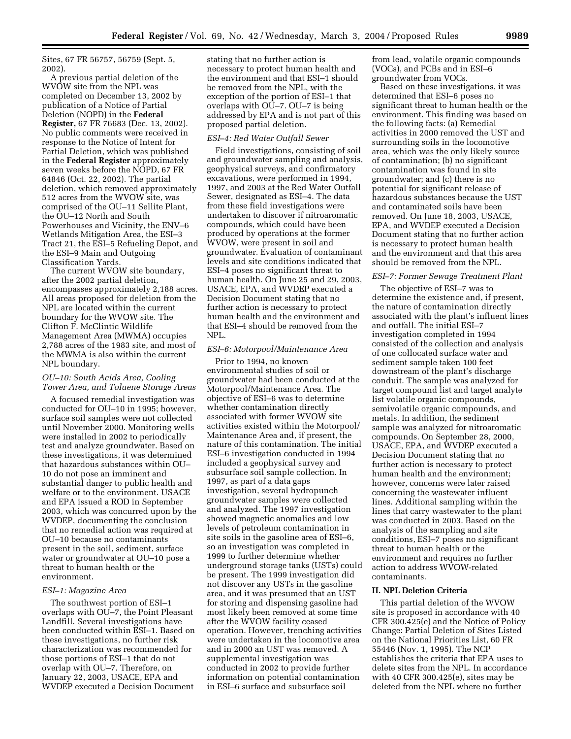Sites, 67 FR 56757, 56759 (Sept. 5, 2002).

A previous partial deletion of the WVOW site from the NPL was completed on December 13, 2002 by publication of a Notice of Partial Deletion (NOPD) in the **Federal Register,** 67 FR 76683 (Dec. 13, 2002). No public comments were received in response to the Notice of Intent for Partial Deletion, which was published in the **Federal Register** approximately seven weeks before the NOPD, 67 FR 64846 (Oct. 22, 2002). The partial deletion, which removed approximately 512 acres from the WVOW site, was comprised of the OU–11 Sellite Plant, the OU–12 North and South Powerhouses and Vicinity, the ENV–6 Wetlands Mitigation Area, the ESI–3 Tract 21, the ESI–5 Refueling Depot, and the ESI–9 Main and Outgoing Classification Yards.

The current WVOW site boundary, after the 2002 partial deletion, encompasses approximately 2,188 acres. All areas proposed for deletion from the NPL are located within the current boundary for the WVOW site. The Clifton F. McClintic Wildlife Management Area (MWMA) occupies 2,788 acres of the 1983 site, and most of the MWMA is also within the current NPL boundary.

### *OU–10: South Acids Area, Cooling Tower Area, and Toluene Storage Areas*

A focused remedial investigation was conducted for OU–10 in 1995; however, surface soil samples were not collected until November 2000. Monitoring wells were installed in 2002 to periodically test and analyze groundwater. Based on these investigations, it was determined that hazardous substances within OU–10 do not pose an imminent and substantial danger to public health and welfare or to the environment. USACE and EPA issued a ROD in September 2003, which was concurred upon by the WVDEP, documenting the conclusion that no remedial action was required at OU–10 because no contaminants present in the soil, sediment, surface water or groundwater at OU–10 pose a threat to human health or the environment.

### *ESI–1: Magazine Area*

The southwest portion of ESI–1 overlaps with OU–7, the Point Pleasant Landfill. Several investigations have been conducted within ESI–1. Based on these investigations, no further risk characterization was recommended for those portions of ESI–1 that do not overlap with OU–7. Therefore, on January 22, 2003, USACE, EPA and WVDEP executed a Decision Document stating that no further action is necessary to protect human health and the environment and that ESI–1 should be removed from the NPL, with the exception of the portion of ESI–1 that overlaps with OU–7. OU–7 is being addressed by EPA and is not part of this proposed partial deletion.

### *ESI–4: Red Water Outfall Sewer*

Field investigations, consisting of soil and groundwater sampling and analysis, geophysical surveys, and confirmatory excavations, were performed in 1994, 1997, and 2003 at the Red Water Outfall Sewer, designated as ESI–4. The data from these field investigations were undertaken to discover if nitroaromatic compounds, which could have been produced by operations at the former WVOW, were present in soil and groundwater. Evaluation of contaminant levels and site conditions indicated that ESI–4 poses no significant threat to human health. On June 25 and 29, 2003, USACE, EPA, and WVDEP executed a Decision Document stating that no further action is necessary to protect human health and the environment and that ESI–4 should be removed from the NPL.

### *ESI–6: Motorpool/Maintenance Area*

Prior to 1994, no known environmental studies of soil or groundwater had been conducted at the Motorpool/Maintenance Area. The objective of ESI–6 was to determine whether contamination directly associated with former WVOW site activities existed within the Motorpool/Maintenance Area and, if present, the nature of this contamination. The initial ESI–6 investigation conducted in 1994 included a geophysical survey and subsurface soil sample collection. In 1997, as part of a data gaps investigation, several hydropunch groundwater samples were collected and analyzed. The 1997 investigation showed magnetic anomalies and low levels of petroleum contamination in site soils in the gasoline area of ESI–6, so an investigation was completed in 1999 to further determine whether underground storage tanks (USTs) could be present. The 1999 investigation did not discover any USTs in the gasoline area, and it was presumed that an UST for storing and dispensing gasoline had most likely been removed at some time after the WVOW facility ceased operation. However, trenching activities were undertaken in the locomotive area and in 2000 an UST was removed. A supplemental investigation was conducted in 2002 to provide further information on potential contamination in ESI–6 surface and subsurface soil from lead, volatile organic compounds (VOCs), and PCBs and in ESI–6 groundwater from VOCs.

Based on these investigations, it was determined that ESI–6 poses no significant threat to human health or the environment. This finding was based on the following facts: (a) Remedial activities in 2000 removed the UST and surrounding soils in the locomotive area, which was the only likely source of contamination; (b) no significant contamination was found in site groundwater; and (c) there is no potential for significant release of hazardous substances because the UST and contaminated soils have been removed. On June 18, 2003, USACE, EPA, and WVDEP executed a Decision Document stating that no further action is necessary to protect human health and the environment and that this area should be removed from the NPL.

### *ESI–7: Former Sewage Treatment Plant*

The objective of ESI–7 was to determine the existence and, if present, the nature of contamination directly associated with the plant's influent lines and outfall. The initial ESI–7 investigation completed in 1994 consisted of the collection and analysis of one collocated surface water and sediment sample taken 100 feet downstream of the plant's discharge conduit. The sample was analyzed for target compound list and target analyte list volatile organic compounds, semivolatile organic compounds, and metals. In addition, the sediment sample was analyzed for nitroaromatic compounds. On September 28, 2000, USACE, EPA, and WVDEP executed a Decision Document stating that no further action is necessary to protect human health and the environment; however, concerns were later raised concerning the wastewater influent lines. Additional sampling within the lines that carry wastewater to the plant was conducted in 2003. Based on the analysis of the sampling and site conditions, ESI–7 poses no significant threat to human health or the environment and requires no further action to address WVOW-related contaminants.

## II. NPL Deletion Criteria

This partial deletion of the WVOW site is proposed in accordance with 40 CFR 300.425(e) and the Notice of Policy Change: Partial Deletion of Sites Listed on the National Priorities List, 60 FR 55446 (Nov. 1, 1995). The NCP establishes the criteria that EPA uses to delete sites from the NPL. In accordance with 40 CFR 300.425(e), sites may be deleted from the NPL where no further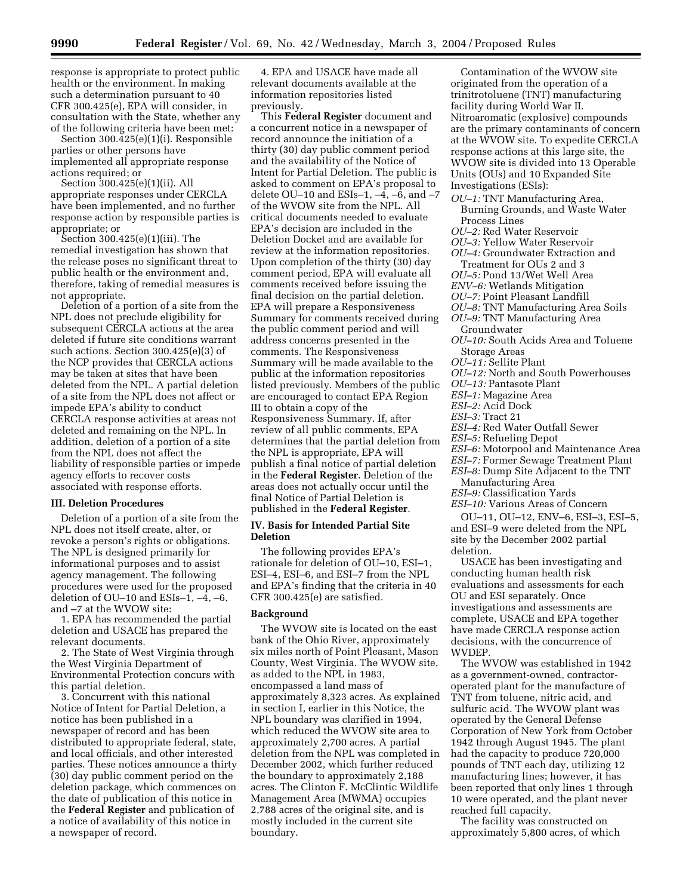response is appropriate to protect public health or the environment. In making such a determination pursuant to 40 CFR 300.425(e), EPA will consider, in consultation with the State, whether any of the following criteria have been met:

Section 300.425(e)(1)(i). Responsible parties or other persons have implemented all appropriate response actions required; or

Section 300.425(e)(1)(ii). All appropriate responses under CERCLA have been implemented, and no further response action by responsible parties is appropriate; or

Section 300.425(e)(1)(iii). The remedial investigation has shown that the release poses no significant threat to public health or the environment and, therefore, taking of remedial measures is not appropriate.

Deletion of a portion of a site from the NPL does not preclude eligibility for subsequent CERCLA actions at the area deleted if future site conditions warrant such actions. Section 300.425(e)(3) of the NCP provides that CERCLA actions may be taken at sites that have been deleted from the NPL. A partial deletion of a site from the NPL does not affect or impede EPA's ability to conduct CERCLA response activities at areas not deleted and remaining on the NPL. In addition, deletion of a portion of a site from the NPL does not affect the liability of responsible parties or impede agency efforts to recover costs associated with response efforts.

### III. Deletion Procedures

Deletion of a portion of a site from the NPL does not itself create, alter, or revoke a person's rights or obligations. The NPL is designed primarily for informational purposes and to assist agency management. The following procedures were used for the proposed deletion of OU–10 and ESIs–1, –4, –6, and –7 at the WVOW site:

1. EPA has recommended the partial deletion and USACE has prepared the relevant documents.

2. The State of West Virginia through the West Virginia Department of Environmental Protection concurs with this partial deletion.

3. Concurrent with this national Notice of Intent for Partial Deletion, a notice has been published in a newspaper of record and has been distributed to appropriate federal, state, and local officials, and other interested parties. These notices announce a thirty (30) day public comment period on the deletion package, which commences on the date of publication of this notice in the **Federal Register** and publication of a notice of availability of this notice in a newspaper of record.

4. EPA and USACE have made all relevant documents available at the information repositories listed previously.

This **Federal Register** document and a concurrent notice in a newspaper of record announce the initiation of a thirty (30) day public comment period and the availability of the Notice of Intent for Partial Deletion. The public is asked to comment on EPA's proposal to delete OU–10 and ESIs–1, –4, –6, and –7 of the WVOW site from the NPL. All critical documents needed to evaluate EPA's decision are included in the Deletion Docket and are available for review at the information repositories. Upon completion of the thirty (30) day comment period, EPA will evaluate all comments received before issuing the final decision on the partial deletion. EPA will prepare a Responsiveness Summary for comments received during the public comment period and will address concerns presented in the comments. The Responsiveness Summary will be made available to the public at the information repositories listed previously. Members of the public are encouraged to contact EPA Region III to obtain a copy of the Responsiveness Summary. If, after review of all public comments, EPA determines that the partial deletion from the NPL is appropriate, EPA will publish a final notice of partial deletion in the **Federal Register**. Deletion of the areas does not actually occur until the final Notice of Partial Deletion is published in the **Federal Register**.

### IV. Basis for Intended Partial Site Deletion

The following provides EPA's rationale for deletion of OU–10, ESI–1, ESI–4, ESI–6, and ESI–7 from the NPL and EPA's finding that the criteria in 40 CFR 300.425(e) are satisfied.

#### Background

The WVOW site is located on the east bank of the Ohio River, approximately six miles north of Point Pleasant, Mason County, West Virginia. The WVOW site, as added to the NPL in 1983, encompassed a land mass of approximately 8,323 acres. As explained in section I, earlier in this Notice, the NPL boundary was clarified in 1994, which reduced the WVOW site area to approximately 2,700 acres. A partial deletion from the NPL was completed in December 2002, which further reduced the boundary to approximately 2,188 acres. The Clinton F. McClintic Wildlife Management Area (MWMA) occupies 2,788 acres of the original site, and is mostly included in the current site boundary.

Contamination of the WVOW site originated from the operation of a trinitrotoluene (TNT) manufacturing facility during World War II. Nitroaromatic (explosive) compounds are the primary contaminants of concern at the WVOW site. To expedite CERCLA response actions at this large site, the WVOW site is divided into 13 Operable Units (OUs) and 10 Expanded Site Investigations (ESIs):

- *OU–1:* TNT Manufacturing Area, Burning Grounds, and Waste Water Process Lines
- *OU–2:* Red Water Reservoir
- *OU–3:* Yellow Water Reservoir
- *OU–4:* Groundwater Extraction and Treatment for OUs 2 and 3
- *OU–5:* Pond 13/Wet Well Area
- *ENV–6:* Wetlands Mitigation
- *OU–7:* Point Pleasant Landfill
- *OU–8:* TNT Manufacturing Area Soils
- *OU–9:* TNT Manufacturing Area Groundwater
- *OU–10:* South Acids Area and Toluene Storage Areas
- *OU–11:* Sellite Plant
- *OU–12:* North and South Powerhouses
- *OU–13:* Pantasote Plant
- *ESI–1:* Magazine Area
- *ESI–2:* Acid Dock
- *ESI–3:* Tract 21
- *ESI–4:* Red Water Outfall Sewer
- *ESI–5:* Refueling Depot
- *ESI–6:* Motorpool and Maintenance Area
- *ESI–7:* Former Sewage Treatment Plant
- *ESI–8:* Dump Site Adjacent to the TNT Manufacturing Area
- *ESI–9:* Classification Yards
- *ESI–10:* Various Areas of Concern

OU–11, OU–12, ENV–6, ESI–3, ESI–5, and ESI–9 were deleted from the NPL site by the December 2002 partial deletion.

USACE has been investigating and conducting human health risk evaluations and assessments for each OU and ESI separately. Once investigations and assessments are complete, USACE and EPA together have made CERCLA response action decisions, with the concurrence of WVDEP.

The WVOW was established in 1942 as a government-owned, contractor-operated plant for the manufacture of TNT from toluene, nitric acid, and sulfuric acid. The WVOW plant was operated by the General Defense Corporation of New York from October 1942 through August 1945. The plant had the capacity to produce 720,000 pounds of TNT each day, utilizing 12 manufacturing lines; however, it has been reported that only lines 1 through 10 were operated, and the plant never reached full capacity.

The facility was constructed on approximately 5,800 acres, of which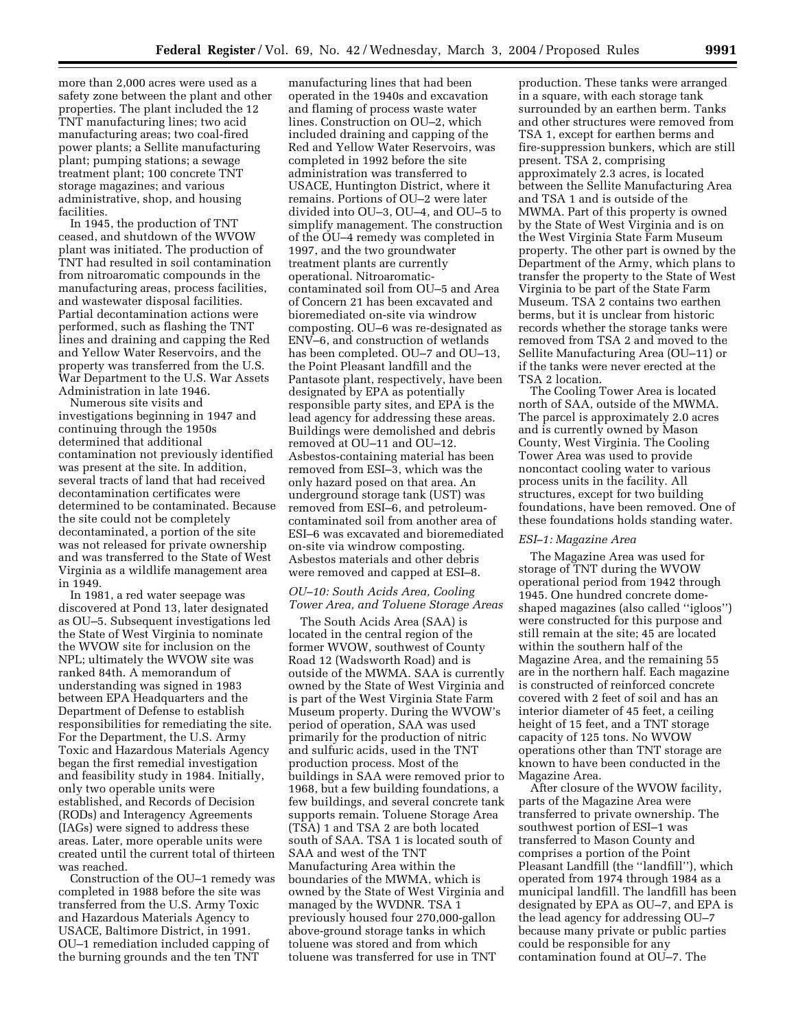more than 2,000 acres were used as a safety zone between the plant and other properties. The plant included the 12 TNT manufacturing lines; two acid manufacturing areas; two coal-fired power plants; a Sellite manufacturing plant; pumping stations; a sewage treatment plant; 100 concrete TNT storage magazines; and various administrative, shop, and housing facilities.

In 1945, the production of TNT ceased, and shutdown of the WVOW plant was initiated. The production of TNT had resulted in soil contamination from nitroaromatic compounds in the manufacturing areas, process facilities, and wastewater disposal facilities. Partial decontamination actions were performed, such as flashing the TNT lines and draining and capping the Red and Yellow Water Reservoirs, and the property was transferred from the U.S. War Department to the U.S. War Assets Administration in late 1946.

Numerous site visits and investigations beginning in 1947 and continuing through the 1950s determined that additional contamination not previously identified was present at the site. In addition, several tracts of land that had received decontamination certificates were determined to be contaminated. Because the site could not be completely decontaminated, a portion of the site was not released for private ownership and was transferred to the State of West Virginia as a wildlife management area in 1949.

In 1981, a red water seepage was discovered at Pond 13, later designated as OU–5. Subsequent investigations led the State of West Virginia to nominate the WVOW site for inclusion on the NPL; ultimately the WVOW site was ranked 84th. A memorandum of understanding was signed in 1983 between EPA Headquarters and the Department of Defense to establish responsibilities for remediating the site. For the Department, the U.S. Army Toxic and Hazardous Materials Agency began the first remedial investigation and feasibility study in 1984. Initially, only two operable units were established, and Records of Decision (RODs) and Interagency Agreements (IAGs) were signed to address these areas. Later, more operable units were created until the current total of thirteen was reached.

Construction of the OU–1 remedy was completed in 1988 before the site was transferred from the U.S. Army Toxic and Hazardous Materials Agency to USACE, Baltimore District, in 1991. OU–1 remediation included capping of the burning grounds and the ten TNT manufacturing lines that had been operated in the 1940s and excavation and flaming of process waste water lines. Construction on OU–2, which included draining and capping of the Red and Yellow Water Reservoirs, was completed in 1992 before the site administration was transferred to USACE, Huntington District, where it remains. Portions of OU–2 were later divided into OU–3, OU–4, and OU–5 to simplify management. The construction of the OU–4 remedy was completed in 1997, and the two groundwater treatment plants are currently operational. Nitroaromatic-contaminated soil from OU–5 and Area of Concern 21 has been excavated and bioremediated on-site via windrow composting. OU–6 was re-designated as ENV–6, and construction of wetlands has been completed. OU–7 and OU–13, the Point Pleasant landfill and the Pantasote plant, respectively, have been designated by EPA as potentially responsible party sites, and EPA is the lead agency for addressing these areas. Buildings were demolished and debris removed at OU–11 and OU–12. Asbestos-containing material has been removed from ESI–3, which was the only hazard posed on that area. An underground storage tank (UST) was removed from ESI–6, and petroleum-contaminated soil from another area of ESI–6 was excavated and bioremediated on-site via windrow composting. Asbestos materials and other debris were removed and capped at ESI–8.

*OU–10: South Acids Area, Cooling Tower Area, and Toluene Storage Areas*

The South Acids Area (SAA) is located in the central region of the former WVOW, southwest of County Road 12 (Wadsworth Road) and is outside of the MWMA. SAA is currently owned by the State of West Virginia and is part of the West Virginia State Farm Museum property. During the WVOW's period of operation, SAA was used primarily for the production of nitric and sulfuric acids, used in the TNT production process. Most of the buildings in SAA were removed prior to 1968, but a few building foundations, a few buildings, and several concrete tank supports remain. Toluene Storage Area (TSA) 1 and TSA 2 are both located south of SAA. TSA 1 is located south of SAA and west of the TNT Manufacturing Area within the boundaries of the MWMA, which is owned by the State of West Virginia and managed by the WVDNR. TSA 1 previously housed four 270,000-gallon above-ground storage tanks in which toluene was stored and from which toluene was transferred for use in TNT production. These tanks were arranged in a square, with each storage tank surrounded by an earthen berm. Tanks and other structures were removed from TSA 1, except for earthen berms and fire-suppression bunkers, which are still present. TSA 2, comprising approximately 2.3 acres, is located between the Sellite Manufacturing Area and TSA 1 and is outside of the MWMA. Part of this property is owned by the State of West Virginia and is on the West Virginia State Farm Museum property. The other part is owned by the Department of the Army, which plans to transfer the property to the State of West Virginia to be part of the State Farm Museum. TSA 2 contains two earthen berms, but it is unclear from historic records whether the storage tanks were removed from TSA 2 and moved to the Sellite Manufacturing Area (OU–11) or if the tanks were never erected at the TSA 2 location.

The Cooling Tower Area is located north of SAA, outside of the MWMA. The parcel is approximately 2.0 acres and is currently owned by Mason County, West Virginia. The Cooling Tower Area was used to provide noncontact cooling water to various process units in the facility. All structures, except for two building foundations, have been removed. One of these foundations holds standing water.

*ESI–1: Magazine Area*

The Magazine Area was used for storage of TNT during the WVOW operational period from 1942 through 1945. One hundred concrete dome-shaped magazines (also called ''igloos'') were constructed for this purpose and still remain at the site; 45 are located within the southern half of the Magazine Area, and the remaining 55 are in the northern half. Each magazine is constructed of reinforced concrete covered with 2 feet of soil and has an interior diameter of 45 feet, a ceiling height of 15 feet, and a TNT storage capacity of 125 tons. No WVOW operations other than TNT storage are known to have been conducted in the Magazine Area.

After closure of the WVOW facility, parts of the Magazine Area were transferred to private ownership. The southwest portion of ESI–1 was transferred to Mason County and comprises a portion of the Point Pleasant Landfill (the ''landfill''), which operated from 1974 through 1984 as a municipal landfill. The landfill has been designated by EPA as OU–7, and EPA is the lead agency for addressing OU–7 because many private or public parties could be responsible for any contamination found at OU–7. The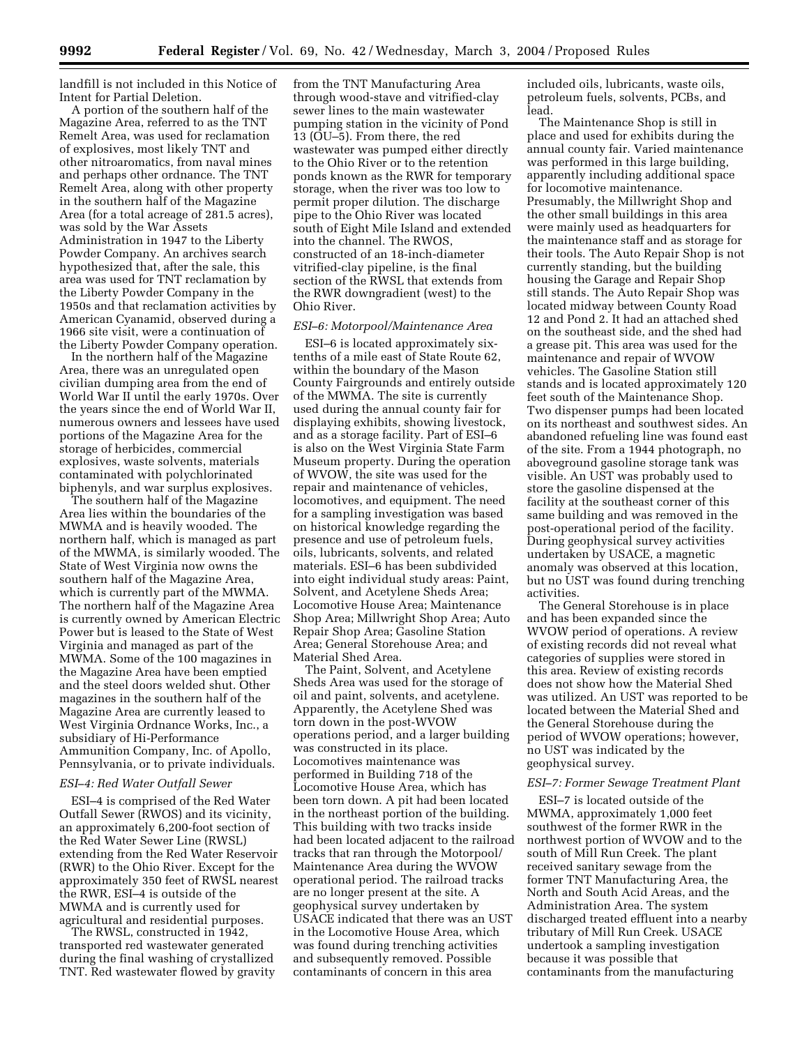landfill is not included in this Notice of Intent for Partial Deletion.

A portion of the southern half of the Magazine Area, referred to as the TNT Remelt Area, was used for reclamation of explosives, most likely TNT and other nitroaromatics, from naval mines and perhaps other ordnance. The TNT Remelt Area, along with other property in the southern half of the Magazine Area (for a total acreage of 281.5 acres), was sold by the War Assets Administration in 1947 to the Liberty Powder Company. An archives search hypothesized that, after the sale, this area was used for TNT reclamation by the Liberty Powder Company in the 1950s and that reclamation activities by American Cyanamid, observed during a 1966 site visit, were a continuation of the Liberty Powder Company operation.

In the northern half of the Magazine Area, there was an unregulated open civilian dumping area from the end of World War II until the early 1970s. Over the years since the end of World War II, numerous owners and lessees have used portions of the Magazine Area for the storage of herbicides, commercial explosives, waste solvents, materials contaminated with polychlorinated biphenyls, and war surplus explosives.

The southern half of the Magazine Area lies within the boundaries of the MWMA and is heavily wooded. The northern half, which is managed as part of the MWMA, is similarly wooded. The State of West Virginia now owns the southern half of the Magazine Area, which is currently part of the MWMA. The northern half of the Magazine Area is currently owned by American Electric Power but is leased to the State of West Virginia and managed as part of the MWMA. Some of the 100 magazines in the Magazine Area have been emptied and the steel doors welded shut. Other magazines in the southern half of the Magazine Area are currently leased to West Virginia Ordnance Works, Inc., a subsidiary of Hi-Performance Ammunition Company, Inc. of Apollo, Pennsylvania, or to private individuals.

*ESI–4: Red Water Outfall Sewer*

ESI–4 is comprised of the Red Water Outfall Sewer (RWOS) and its vicinity, an approximately 6,200-foot section of the Red Water Sewer Line (RWSL) extending from the Red Water Reservoir (RWR) to the Ohio River. Except for the approximately 350 feet of RWSL nearest the RWR, ESI–4 is outside of the MWMA and is currently used for agricultural and residential purposes.

The RWSL, constructed in 1942, transported red wastewater generated during the final washing of crystallized TNT. Red wastewater flowed by gravity from the TNT Manufacturing Area through wood-stave and vitrified-clay sewer lines to the main wastewater pumping station in the vicinity of Pond 13 (OU–5). From there, the red wastewater was pumped either directly to the Ohio River or to the retention ponds known as the RWR for temporary storage, when the river was too low to permit proper dilution. The discharge pipe to the Ohio River was located south of Eight Mile Island and extended into the channel. The RWOS, constructed of an 18-inch-diameter vitrified-clay pipeline, is the final section of the RWSL that extends from the RWR downgradient (west) to the Ohio River.

*ESI–6: Motorpool/Maintenance Area*

ESI–6 is located approximately six-tenths of a mile east of State Route 62, within the boundary of the Mason County Fairgrounds and entirely outside of the MWMA. The site is currently used during the annual county fair for displaying exhibits, showing livestock, and as a storage facility. Part of ESI–6 is also on the West Virginia State Farm Museum property. During the operation of WVOW, the site was used for the repair and maintenance of vehicles, locomotives, and equipment. The need for a sampling investigation was based on historical knowledge regarding the presence and use of petroleum fuels, oils, lubricants, solvents, and related materials. ESI–6 has been subdivided into eight individual study areas: Paint, Solvent, and Acetylene Sheds Area; Locomotive House Area; Maintenance Shop Area; Millwright Shop Area; Auto Repair Shop Area; Gasoline Station Area; General Storehouse Area; and Material Shed Area.

The Paint, Solvent, and Acetylene Sheds Area was used for the storage of oil and paint, solvents, and acetylene. Apparently, the Acetylene Shed was torn down in the post-WVOW operations period, and a larger building was constructed in its place. Locomotives maintenance was performed in Building 718 of the Locomotive House Area, which has been torn down. A pit had been located in the northeast portion of the building. This building with two tracks inside had been located adjacent to the railroad tracks that ran through the Motorpool/Maintenance Area during the WVOW operational period. The railroad tracks are no longer present at the site. A geophysical survey undertaken by USACE indicated that there was an UST in the Locomotive House Area, which was found during trenching activities and subsequently removed. Possible contaminants of concern in this area included oils, lubricants, waste oils, petroleum fuels, solvents, PCBs, and lead.

The Maintenance Shop is still in place and used for exhibits during the annual county fair. Varied maintenance was performed in this large building, apparently including additional space for locomotive maintenance. Presumably, the Millwright Shop and the other small buildings in this area were mainly used as headquarters for the maintenance staff and as storage for their tools. The Auto Repair Shop is not currently standing, but the building housing the Garage and Repair Shop still stands. The Auto Repair Shop was located midway between County Road 12 and Pond 2. It had an attached shed on the southeast side, and the shed had a grease pit. This area was used for the maintenance and repair of WVOW vehicles. The Gasoline Station still stands and is located approximately 120 feet south of the Maintenance Shop. Two dispenser pumps had been located on its northeast and southwest sides. An abandoned refueling line was found east of the site. From a 1944 photograph, no aboveground gasoline storage tank was visible. An UST was probably used to store the gasoline dispensed at the facility at the southeast corner of this same building and was removed in the post-operational period of the facility. During geophysical survey activities undertaken by USACE, a magnetic anomaly was observed at this location, but no UST was found during trenching activities.

The General Storehouse is in place and has been expanded since the WVOW period of operations. A review of existing records did not reveal what categories of supplies were stored in this area. Review of existing records does not show how the Material Shed was utilized. An UST was reported to be located between the Material Shed and the General Storehouse during the period of WVOW operations; however, no UST was indicated by the geophysical survey.

*ESI–7: Former Sewage Treatment Plant*

ESI–7 is located outside of the MWMA, approximately 1,000 feet southwest of the former RWR in the northwest portion of WVOW and to the south of Mill Run Creek. The plant received sanitary sewage from the former TNT Manufacturing Area, the North and South Acid Areas, and the Administration Area. The system discharged treated effluent into a nearby tributary of Mill Run Creek. USACE undertook a sampling investigation because it was possible that contaminants from the manufacturing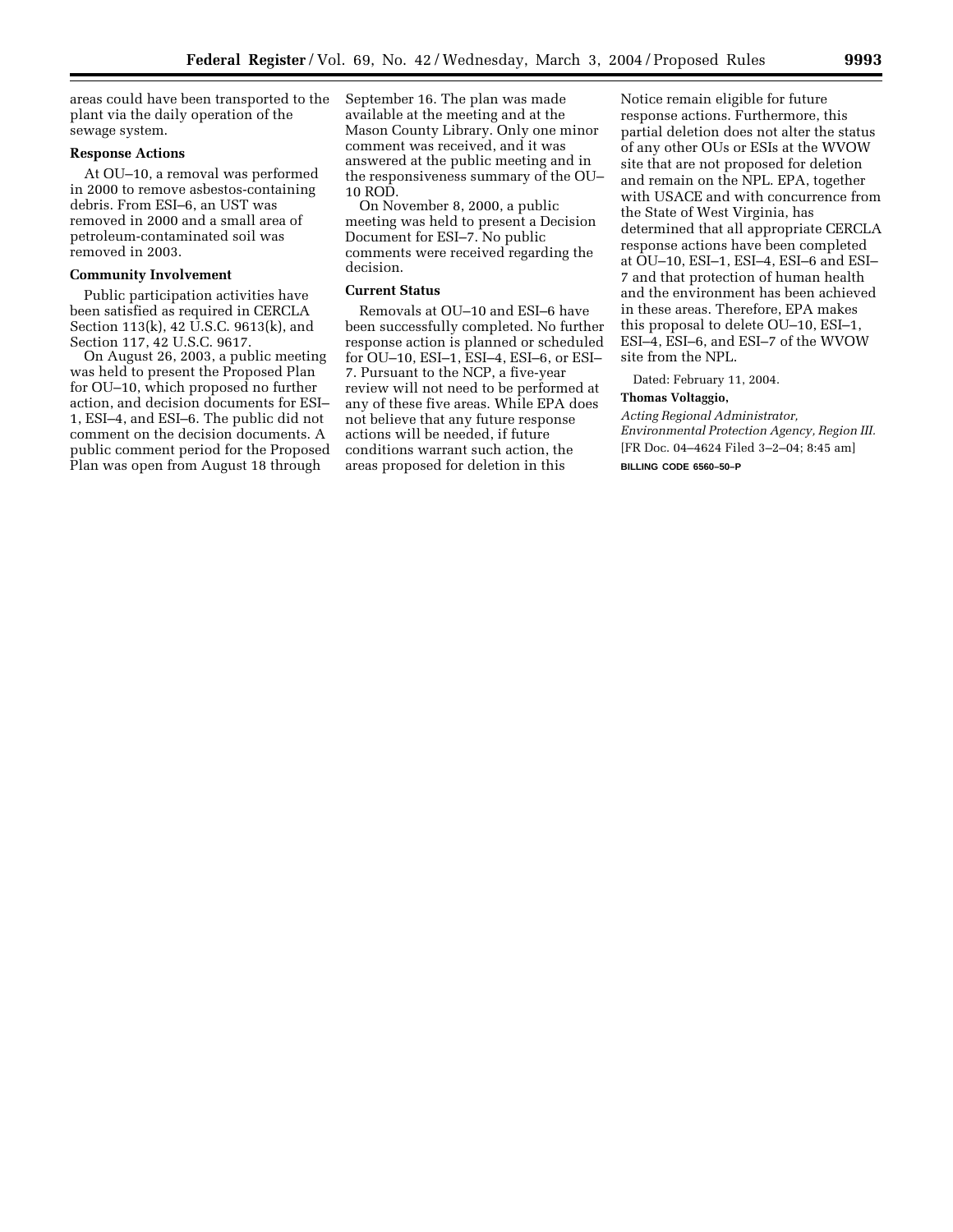areas could have been transported to the plant via the daily operation of the sewage system.

**Response Actions**

At OU–10, a removal was performed in 2000 to remove asbestos-containing debris. From ESI–6, an UST was removed in 2000 and a small area of petroleum-contaminated soil was removed in 2003.

**Community Involvement**

Public participation activities have been satisfied as required in CERCLA Section 113(k), 42 U.S.C. 9613(k), and Section 117, 42 U.S.C. 9617.

On August 26, 2003, a public meeting was held to present the Proposed Plan for OU–10, which proposed no further action, and decision documents for ESI–1, ESI–4, and ESI–6. The public did not comment on the decision documents. A public comment period for the Proposed Plan was open from August 18 through September 16. The plan was made available at the meeting and at the Mason County Library. Only one minor comment was received, and it was answered at the public meeting and in the responsiveness summary of the OU–10 ROD.

On November 8, 2000, a public meeting was held to present a Decision Document for ESI–7. No public comments were received regarding the decision.

**Current Status**

Removals at OU–10 and ESI–6 have been successfully completed. No further response action is planned or scheduled for OU–10, ESI–1, ESI–4, ESI–6, or ESI–7. Pursuant to the NCP, a five-year review will not need to be performed at any of these five areas. While EPA does not believe that any future response actions will be needed, if future conditions warrant such action, the areas proposed for deletion in this Notice remain eligible for future response actions. Furthermore, this partial deletion does not alter the status of any other OUs or ESIs at the WVOW site that are not proposed for deletion and remain on the NPL. EPA, together with USACE and with concurrence from the State of West Virginia, has determined that all appropriate CERCLA response actions have been completed at OU–10, ESI–1, ESI–4, ESI–6 and ESI–7 and that protection of human health and the environment has been achieved in these areas. Therefore, EPA makes this proposal to delete OU–10, ESI–1, ESI–4, ESI–6, and ESI–7 of the WVOW site from the NPL.

Dated: February 11, 2004.

**Thomas Voltaggio,**

*Acting Regional Administrator, Environmental Protection Agency, Region III.*

[FR Doc. 04–4624 Filed 3–2–04; 8:45 am]

**BILLING CODE 6560–50–P**